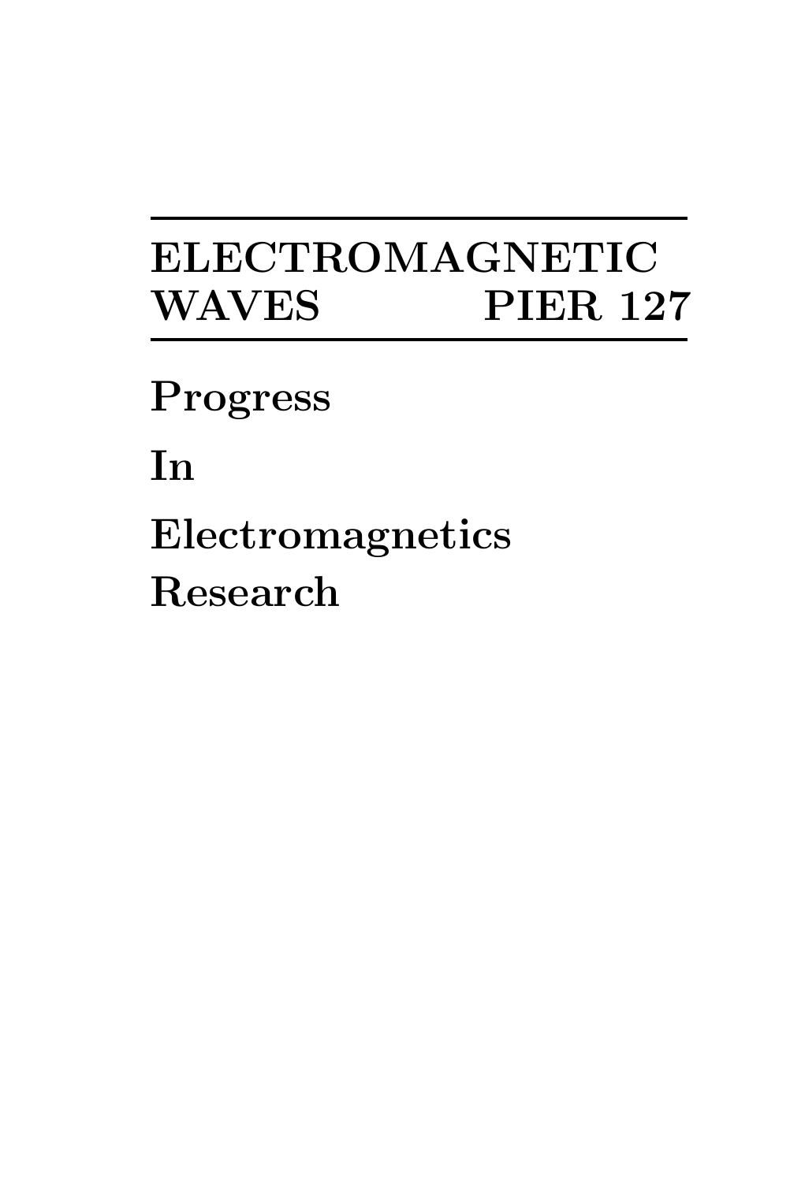# ELECTROMAGNETIC WAVES PIER 127

**Progress**

**In**

**Electromagnetics**

**Research**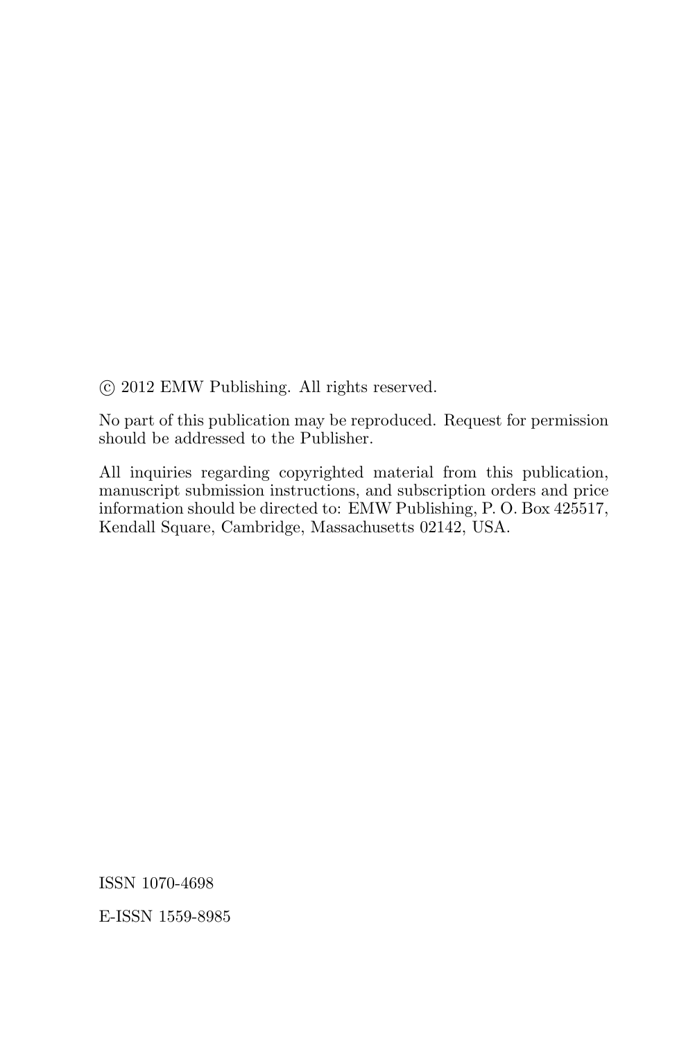© 2012 EMW Publishing. All rights reserved.

No part of this publication may be reproduced. Request for permission should be addressed to the Publisher.

All inquiries regarding copyrighted material from this publication, manuscript submission instructions, and subscription orders and price information should be directed to: EMW Publishing, P. O. Box 425517, Kendall Square, Cambridge, Massachusetts 02142, USA.

ISSN 1070-4698

E-ISSN 1559-8985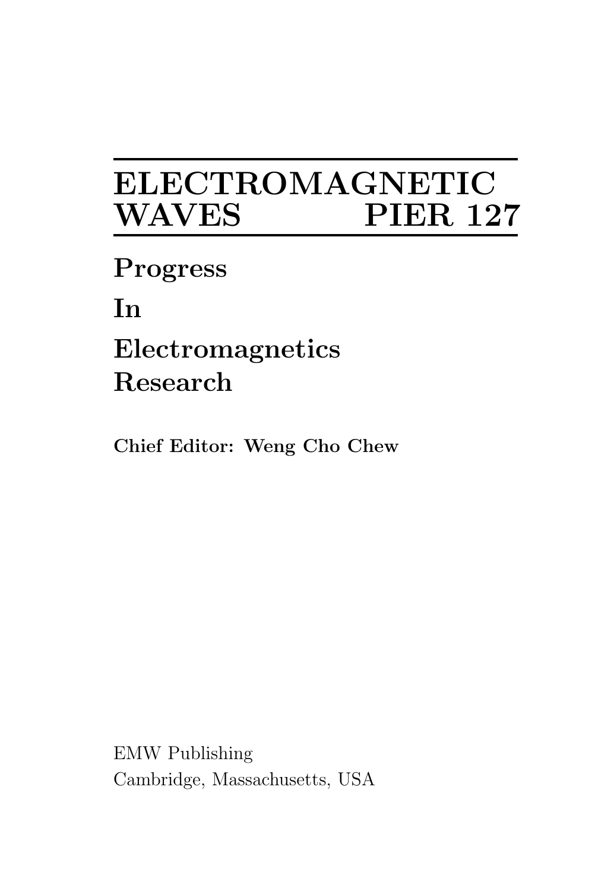# ELECTROMAGNETIC WAVES PIER 127

**Progress**

**In**

**Electromagnetics Research**

**Chief Editor: Weng Cho Chew**

EMW Publishing
Cambridge, Massachusetts, USA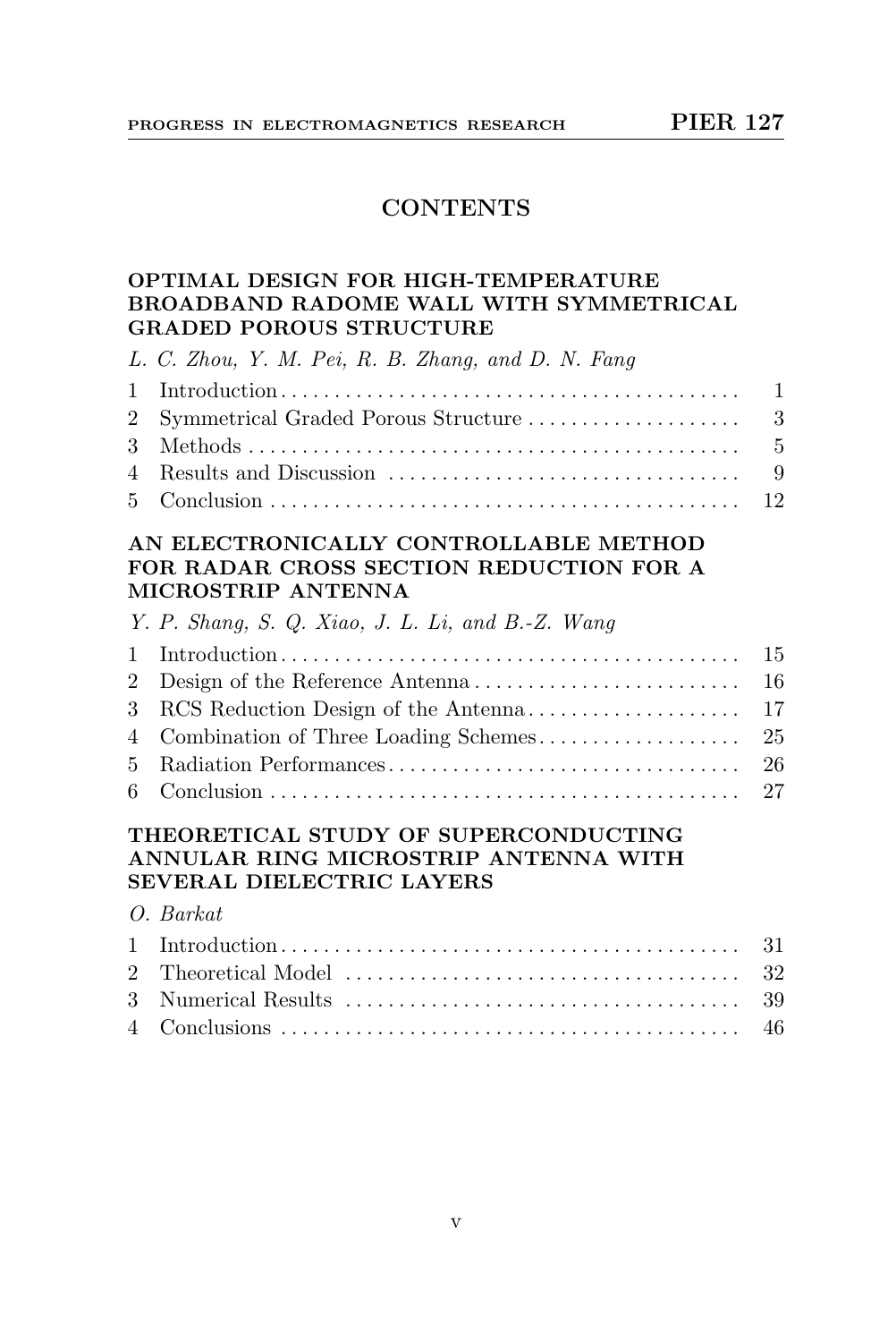# CONTENTS

## OPTIMAL DESIGN FOR HIGH-TEMPERATURE BROADBAND RADOME WALL WITH SYMMETRICAL GRADED POROUS STRUCTURE

*L. C. Zhou, Y. M. Pei, R. B. Zhang, and D. N. Fang*

| | | |
|---|---|---|
| 1 | Introduction | 1 |
| 2 | Symmetrical Graded Porous Structure | 3 |
| 3 | Methods | 5 |
| 4 | Results and Discussion | 9 |
| 5 | Conclusion | 12 |

## AN ELECTRONICALLY CONTROLLABLE METHOD FOR RADAR CROSS SECTION REDUCTION FOR A MICROSTRIP ANTENNA

*Y. P. Shang, S. Q. Xiao, J. L. Li, and B.-Z. Wang*

| | | |
|---|---|---|
| 1 | Introduction | 15 |
| 2 | Design of the Reference Antenna | 16 |
| 3 | RCS Reduction Design of the Antenna | 17 |
| 4 | Combination of Three Loading Schemes | 25 |
| 5 | Radiation Performances | 26 |
| 6 | Conclusion | 27 |

## THEORETICAL STUDY OF SUPERCONDUCTING ANNULAR RING MICROSTRIP ANTENNA WITH SEVERAL DIELECTRIC LAYERS

*O. Barkat*

| | | |
|---|---|---|
| 1 | Introduction | 31 |
| 2 | Theoretical Model | 32 |
| 3 | Numerical Results | 39 |
| 4 | Conclusions | 46 |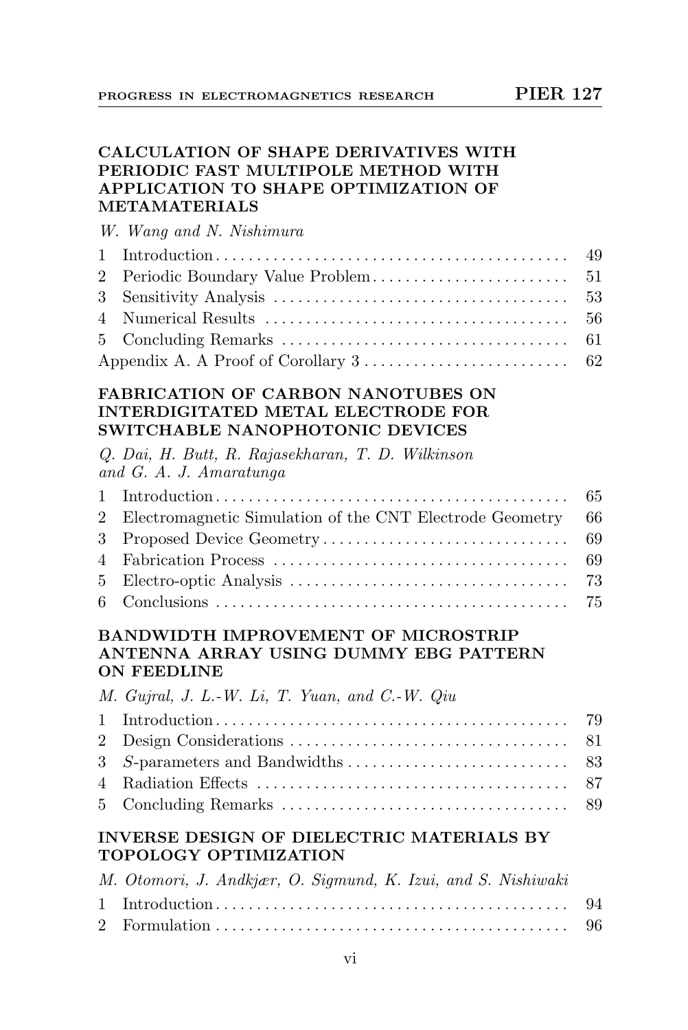### CALCULATION OF SHAPE DERIVATIVES WITH PERIODIC FAST MULTIPOLE METHOD WITH APPLICATION TO SHAPE OPTIMIZATION OF METAMATERIALS

*W. Wang and N. Nishimura*

| | | |
|---|---|---|
| 1 | Introduction | 49 |
| 2 | Periodic Boundary Value Problem | 51 |
| 3 | Sensitivity Analysis | 53 |
| 4 | Numerical Results | 56 |
| 5 | Concluding Remarks | 61 |
| | Appendix A. A Proof of Corollary 3 | 62 |

### FABRICATION OF CARBON NANOTUBES ON INTERDIGITATED METAL ELECTRODE FOR SWITCHABLE NANOPHOTONIC DEVICES

*Q. Dai, H. Butt, R. Rajasekharan, T. D. Wilkinson and G. A. J. Amaratunga*

| | | |
|---|---|---|
| 1 | Introduction | 65 |
| 2 | Electromagnetic Simulation of the CNT Electrode Geometry | 66 |
| 3 | Proposed Device Geometry | 69 |
| 4 | Fabrication Process | 69 |
| 5 | Electro-optic Analysis | 73 |
| 6 | Conclusions | 75 |

### BANDWIDTH IMPROVEMENT OF MICROSTRIP ANTENNA ARRAY USING DUMMY EBG PATTERN ON FEEDLINE

*M. Gujral, J. L.-W. Li, T. Yuan, and C.-W. Qiu*

| | | |
|---|---|---|
| 1 | Introduction | 79 |
| 2 | Design Considerations | 81 |
| 3 | *S*-parameters and Bandwidths | 83 |
| 4 | Radiation Effects | 87 |
| 5 | Concluding Remarks | 89 |

### INVERSE DESIGN OF DIELECTRIC MATERIALS BY TOPOLOGY OPTIMIZATION

*M. Otomori, J. Andkjær, O. Sigmund, K. Izui, and S. Nishiwaki*

| | | |
|---|---|---|
| 1 | Introduction | 94 |
| 2 | Formulation | 96 |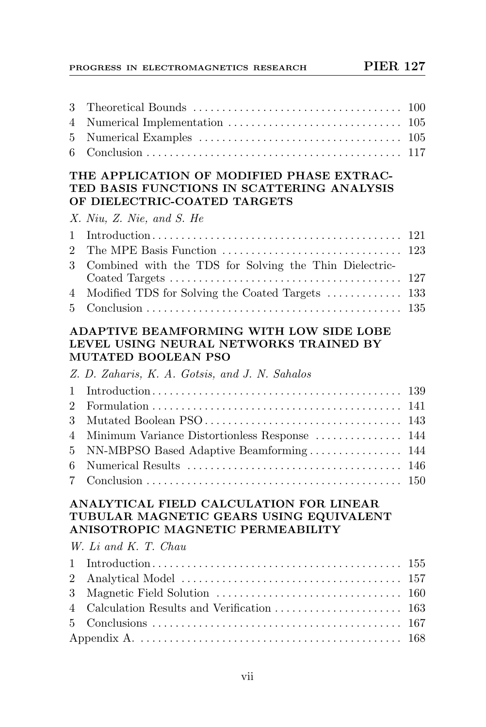| | | |
|---|---|---|
| 3 | Theoretical Bounds | 100 |
| 4 | Numerical Implementation | 105 |
| 5 | Numerical Examples | 105 |
| 6 | Conclusion | 117 |

**THE APPLICATION OF MODIFIED PHASE EXTRACTED BASIS FUNCTIONS IN SCATTERING ANALYSIS OF DIELECTRIC-COATED TARGETS**

*X. Niu, Z. Nie, and S. He*

| | | |
|---|---|---|
| 1 | Introduction | 121 |
| 2 | The MPE Basis Function | 123 |
| 3 | Combined with the TDS for Solving the Thin Dielectric-Coated Targets | 127 |
| 4 | Modified TDS for Solving the Coated Targets | 133 |
| 5 | Conclusion | 135 |

**ADAPTIVE BEAMFORMING WITH LOW SIDE LOBE LEVEL USING NEURAL NETWORKS TRAINED BY MUTATED BOOLEAN PSO**

*Z. D. Zaharis, K. A. Gotsis, and J. N. Sahalos*

| | | |
|---|---|---|
| 1 | Introduction | 139 |
| 2 | Formulation | 141 |
| 3 | Mutated Boolean PSO | 143 |
| 4 | Minimum Variance Distortionless Response | 144 |
| 5 | NN-MBPSO Based Adaptive Beamforming | 144 |
| 6 | Numerical Results | 146 |
| 7 | Conclusion | 150 |

**ANALYTICAL FIELD CALCULATION FOR LINEAR TUBULAR MAGNETIC GEARS USING EQUIVALENT ANISOTROPIC MAGNETIC PERMEABILITY**

*W. Li and K. T. Chau*

| | | |
|---|---|---|
| 1 | Introduction | 155 |
| 2 | Analytical Model | 157 |
| 3 | Magnetic Field Solution | 160 |
| 4 | Calculation Results and Verification | 163 |
| 5 | Conclusions | 167 |
| | Appendix A. | 168 |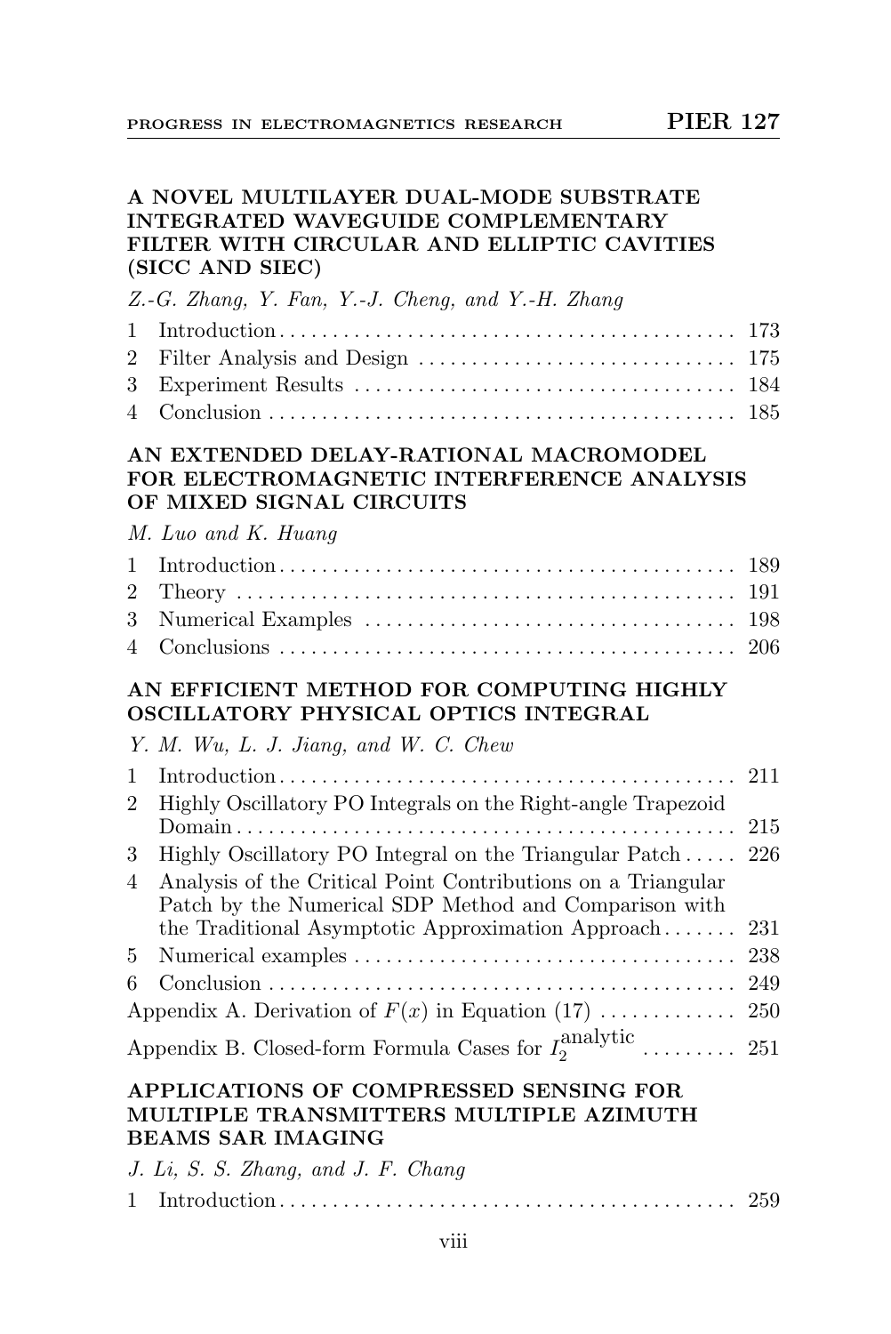### A NOVEL MULTILAYER DUAL-MODE SUBSTRATE INTEGRATED WAVEGUIDE COMPLEMENTARY FILTER WITH CIRCULAR AND ELLIPTIC CAVITIES (SICC AND SIEC)

*Z.-G. Zhang, Y. Fan, Y.-J. Cheng, and Y.-H. Zhang*

1 Introduction . . . . . . . . . . . . . . . . . . . . . . . . . . . . . . . . . . . . . . . . . . . 173
2 Filter Analysis and Design . . . . . . . . . . . . . . . . . . . . . . . . . . . . . . 175
3 Experiment Results . . . . . . . . . . . . . . . . . . . . . . . . . . . . . . . . . . . . 184
4 Conclusion . . . . . . . . . . . . . . . . . . . . . . . . . . . . . . . . . . . . . . . . . . . . 185

### AN EXTENDED DELAY-RATIONAL MACROMODEL FOR ELECTROMAGNETIC INTERFERENCE ANALYSIS OF MIXED SIGNAL CIRCUITS

*M. Luo and K. Huang*

1 Introduction . . . . . . . . . . . . . . . . . . . . . . . . . . . . . . . . . . . . . . . . . . . 189
2 Theory . . . . . . . . . . . . . . . . . . . . . . . . . . . . . . . . . . . . . . . . . . . . . . . 191
3 Numerical Examples . . . . . . . . . . . . . . . . . . . . . . . . . . . . . . . . . . . 198
4 Conclusions . . . . . . . . . . . . . . . . . . . . . . . . . . . . . . . . . . . . . . . . . . . 206

### AN EFFICIENT METHOD FOR COMPUTING HIGHLY OSCILLATORY PHYSICAL OPTICS INTEGRAL

*Y. M. Wu, L. J. Jiang, and W. C. Chew*

1 Introduction . . . . . . . . . . . . . . . . . . . . . . . . . . . . . . . . . . . . . . . . . . . 211
2 Highly Oscillatory PO Integrals on the Right-angle Trapezoid Domain . . . . . . . . . . . . . . . . . . . . . . . . . . . . . . . . . . . . . . . . . . . . . . 215
3 Highly Oscillatory PO Integral on the Triangular Patch . . . . . 226
4 Analysis of the Critical Point Contributions on a Triangular Patch by the Numerical SDP Method and Comparison with the Traditional Asymptotic Approximation Approach . . . . . . . 231
5 Numerical examples . . . . . . . . . . . . . . . . . . . . . . . . . . . . . . . . . . . 238
6 Conclusion . . . . . . . . . . . . . . . . . . . . . . . . . . . . . . . . . . . . . . . . . . . . 249
Appendix A. Derivation of $F(x)$ in Equation (17) . . . . . . . . . . . . . 250
Appendix B. Closed-form Formula Cases for $I_2^{\text{analytic}}$ . . . . . . . . . 251

### APPLICATIONS OF COMPRESSED SENSING FOR MULTIPLE TRANSMITTERS MULTIPLE AZIMUTH BEAMS SAR IMAGING

*J. Li, S. S. Zhang, and J. F. Chang*

1 Introduction . . . . . . . . . . . . . . . . . . . . . . . . . . . . . . . . . . . . . . . . . . . 259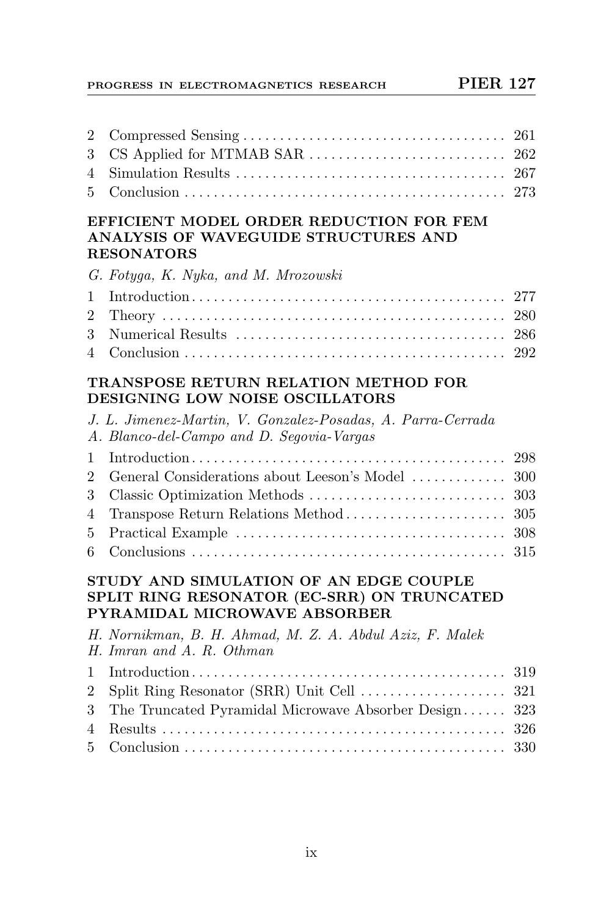| | | |
|---|---|---|
| 2 | Compressed Sensing | 261 |
| 3 | CS Applied for MTMAB SAR | 262 |
| 4 | Simulation Results | 267 |
| 5 | Conclusion | 273 |

**EFFICIENT MODEL ORDER REDUCTION FOR FEM ANALYSIS OF WAVEGUIDE STRUCTURES AND RESONATORS**

*G. Fotyga, K. Nyka, and M. Mrozowski*

| | | |
|---|---|---|
| 1 | Introduction | 277 |
| 2 | Theory | 280 |
| 3 | Numerical Results | 286 |
| 4 | Conclusion | 292 |

**TRANSPOSE RETURN RELATION METHOD FOR DESIGNING LOW NOISE OSCILLATORS**

*J. L. Jimenez-Martin, V. Gonzalez-Posadas, A. Parra-Cerrada A. Blanco-del-Campo and D. Segovia-Vargas*

| | | |
|---|---|---|
| 1 | Introduction | 298 |
| 2 | General Considerations about Leeson's Model | 300 |
| 3 | Classic Optimization Methods | 303 |
| 4 | Transpose Return Relations Method | 305 |
| 5 | Practical Example | 308 |
| 6 | Conclusions | 315 |

**STUDY AND SIMULATION OF AN EDGE COUPLE SPLIT RING RESONATOR (EC-SRR) ON TRUNCATED PYRAMIDAL MICROWAVE ABSORBER**

*H. Nornikman, B. H. Ahmad, M. Z. A. Abdul Aziz, F. Malek H. Imran and A. R. Othman*

| | | |
|---|---|---|
| 1 | Introduction | 319 |
| 2 | Split Ring Resonator (SRR) Unit Cell | 321 |
| 3 | The Truncated Pyramidal Microwave Absorber Design | 323 |
| 4 | Results | 326 |
| 5 | Conclusion | 330 |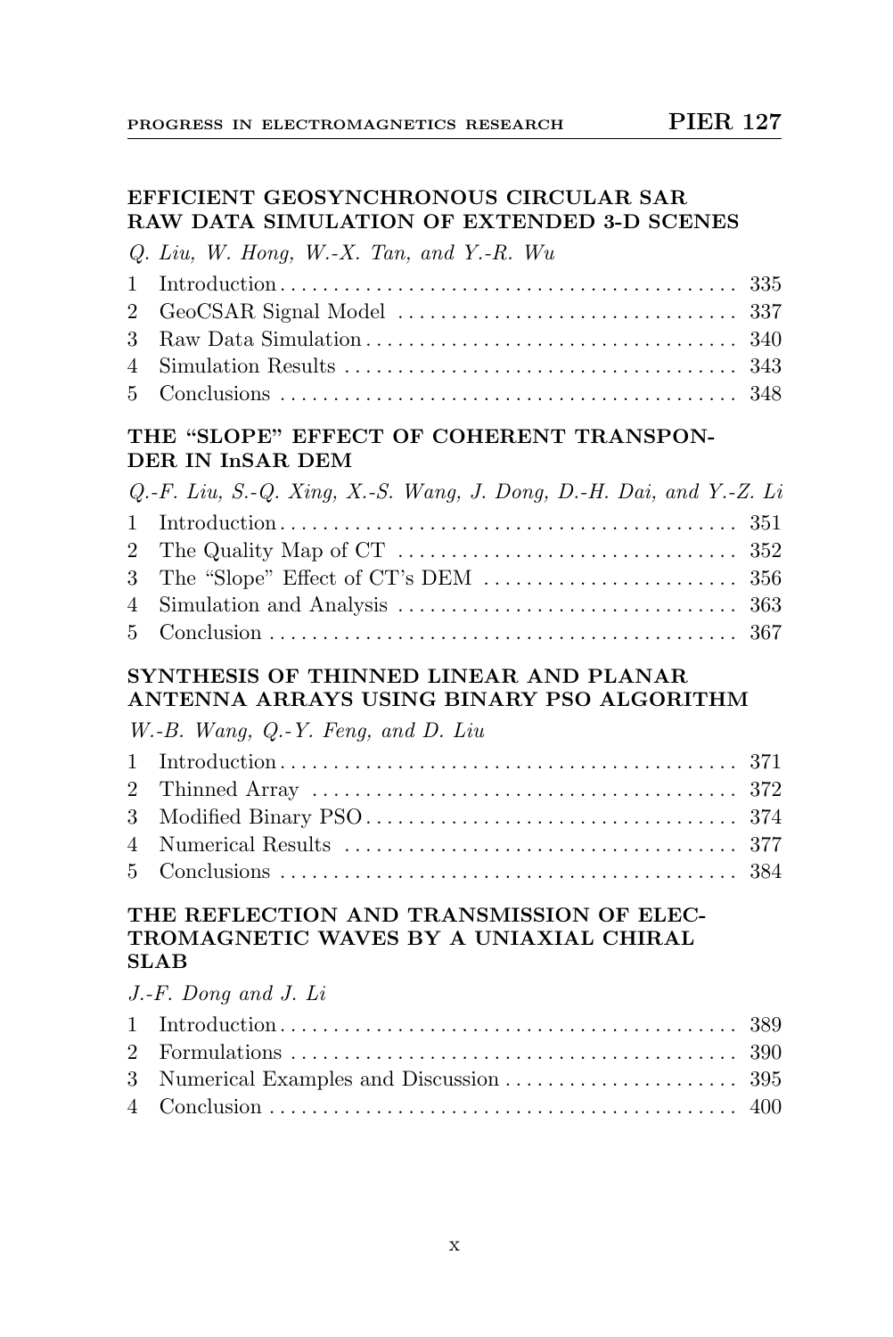## EFFICIENT GEOSYNCHRONOUS CIRCULAR SAR RAW DATA SIMULATION OF EXTENDED 3-D SCENES

*Q. Liu, W. Hong, W.-X. Tan, and Y.-R. Wu*

| | | |
|---|---|---|
| 1 | Introduction | 335 |
| 2 | GeoCSAR Signal Model | 337 |
| 3 | Raw Data Simulation | 340 |
| 4 | Simulation Results | 343 |
| 5 | Conclusions | 348 |

## THE "SLOPE" EFFECT OF COHERENT TRANSPONDER IN InSAR DEM

*Q.-F. Liu, S.-Q. Xing, X.-S. Wang, J. Dong, D.-H. Dai, and Y.-Z. Li*

| | | |
|---|---|---|
| 1 | Introduction | 351 |
| 2 | The Quality Map of CT | 352 |
| 3 | The "Slope" Effect of CT's DEM | 356 |
| 4 | Simulation and Analysis | 363 |
| 5 | Conclusion | 367 |

## SYNTHESIS OF THINNED LINEAR AND PLANAR ANTENNA ARRAYS USING BINARY PSO ALGORITHM

*W.-B. Wang, Q.-Y. Feng, and D. Liu*

| | | |
|---|---|---|
| 1 | Introduction | 371 |
| 2 | Thinned Array | 372 |
| 3 | Modified Binary PSO | 374 |
| 4 | Numerical Results | 377 |
| 5 | Conclusions | 384 |

## THE REFLECTION AND TRANSMISSION OF ELECTROMAGNETIC WAVES BY A UNIAXIAL CHIRAL SLAB

*J.-F. Dong and J. Li*

| | | |
|---|---|---|
| 1 | Introduction | 389 |
| 2 | Formulations | 390 |
| 3 | Numerical Examples and Discussion | 395 |
| 4 | Conclusion | 400 |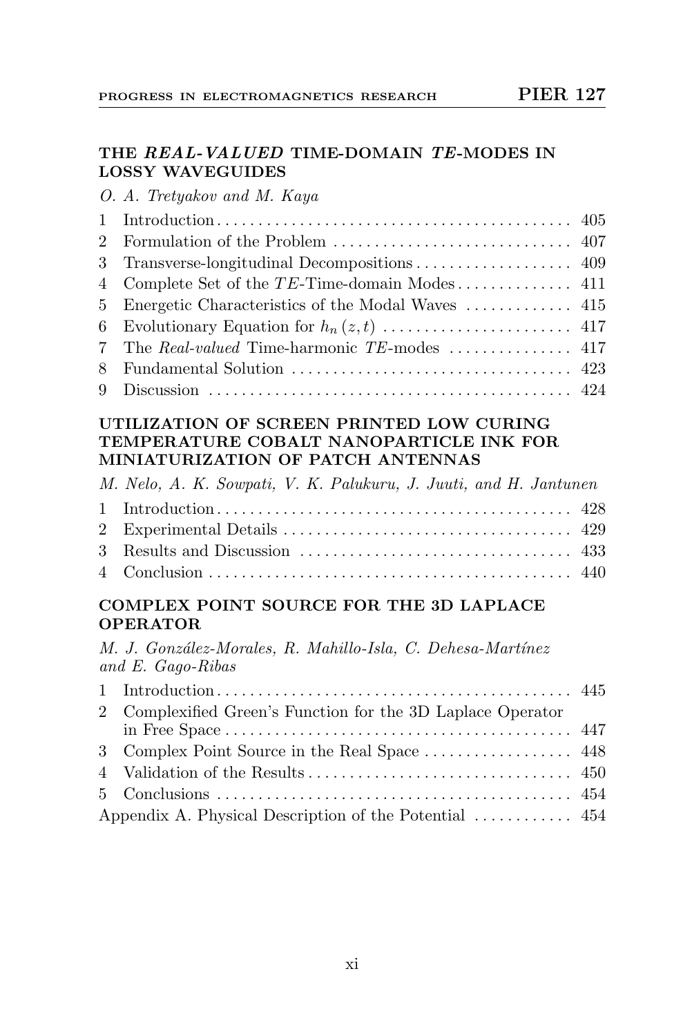### THE *REAL-VALUED* TIME-DOMAIN *TE*-MODES IN LOSSY WAVEGUIDES

*O. A. Tretyakov and M. Kaya*

| | | |
|---|---|---|
| 1 | Introduction | 405 |
| 2 | Formulation of the Problem | 407 |
| 3 | Transverse-longitudinal Decompositions | 409 |
| 4 | Complete Set of the $TE$-Time-domain Modes | 411 |
| 5 | Energetic Characteristics of the Modal Waves | 415 |
| 6 | Evolutionary Equation for $h_n(z,t)$ | 417 |
| 7 | The *Real-valued* Time-harmonic $TE$-modes | 417 |
| 8 | Fundamental Solution | 423 |
| 9 | Discussion | 424 |

### UTILIZATION OF SCREEN PRINTED LOW CURING TEMPERATURE COBALT NANOPARTICLE INK FOR MINIATURIZATION OF PATCH ANTENNAS

*M. Nelo, A. K. Sowpati, V. K. Palukuru, J. Juuti, and H. Jantunen*

| | | |
|---|---|---|
| 1 | Introduction | 428 |
| 2 | Experimental Details | 429 |
| 3 | Results and Discussion | 433 |
| 4 | Conclusion | 440 |

### COMPLEX POINT SOURCE FOR THE 3D LAPLACE OPERATOR

*M. J. González-Morales, R. Mahillo-Isla, C. Dehesa-Martínez and E. Gago-Ribas*

| | | |
|---|---|---|
| 1 | Introduction | 445 |
| 2 | Complexified Green's Function for the 3D Laplace Operator in Free Space | 447 |
| 3 | Complex Point Source in the Real Space | 448 |
| 4 | Validation of the Results | 450 |
| 5 | Conclusions | 454 |
| | Appendix A. Physical Description of the Potential | 454 |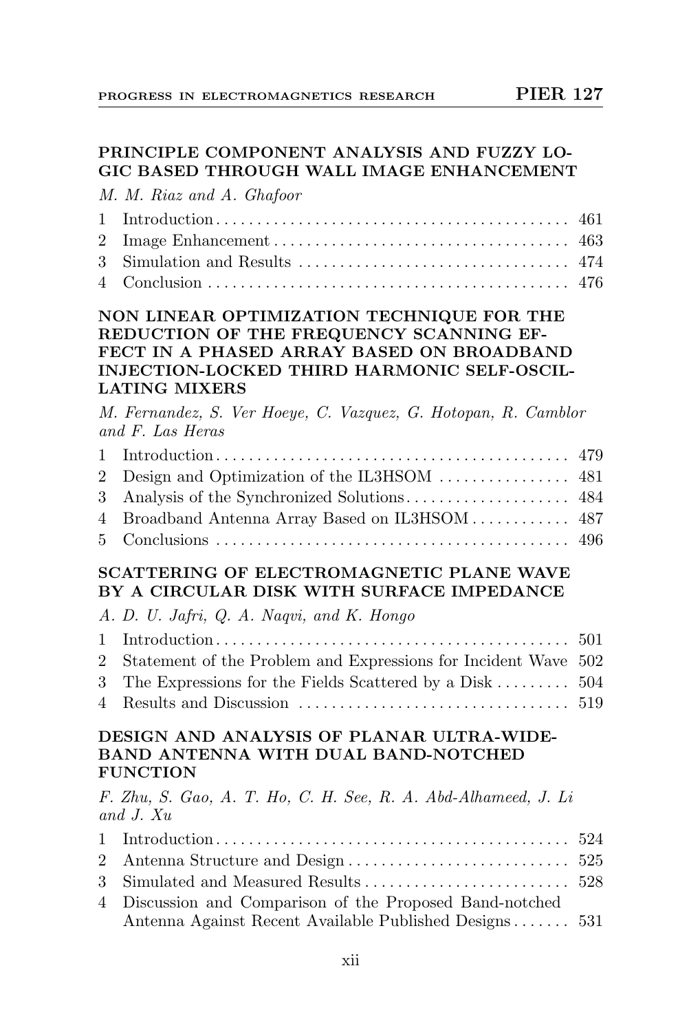**PRINCIPLE COMPONENT ANALYSIS AND FUZZY LOGIC BASED THROUGH WALL IMAGE ENHANCEMENT**

*M. M. Riaz and A. Ghafoor*

| | | |
|---|---|---|
| 1 | Introduction | 461 |
| 2 | Image Enhancement | 463 |
| 3 | Simulation and Results | 474 |
| 4 | Conclusion | 476 |

**NON LINEAR OPTIMIZATION TECHNIQUE FOR THE REDUCTION OF THE FREQUENCY SCANNING EFFECT IN A PHASED ARRAY BASED ON BROADBAND INJECTION-LOCKED THIRD HARMONIC SELF-OSCILLATING MIXERS**

*M. Fernandez, S. Ver Hoeye, C. Vazquez, G. Hotopan, R. Camblor and F. Las Heras*

| | | |
|---|---|---|
| 1 | Introduction | 479 |
| 2 | Design and Optimization of the IL3HSOM | 481 |
| 3 | Analysis of the Synchronized Solutions | 484 |
| 4 | Broadband Antenna Array Based on IL3HSOM | 487 |
| 5 | Conclusions | 496 |

**SCATTERING OF ELECTROMAGNETIC PLANE WAVE BY A CIRCULAR DISK WITH SURFACE IMPEDANCE**

*A. D. U. Jafri, Q. A. Naqvi, and K. Hongo*

| | | |
|---|---|---|
| 1 | Introduction | 501 |
| 2 | Statement of the Problem and Expressions for Incident Wave | 502 |
| 3 | The Expressions for the Fields Scattered by a Disk | 504 |
| 4 | Results and Discussion | 519 |

**DESIGN AND ANALYSIS OF PLANAR ULTRA-WIDEBAND ANTENNA WITH DUAL BAND-NOTCHED FUNCTION**

*F. Zhu, S. Gao, A. T. Ho, C. H. See, R. A. Abd-Alhameed, J. Li and J. Xu*

| | | |
|---|---|---|
| 1 | Introduction | 524 |
| 2 | Antenna Structure and Design | 525 |
| 3 | Simulated and Measured Results | 528 |
| 4 | Discussion and Comparison of the Proposed Band-notched Antenna Against Recent Available Published Designs | 531 |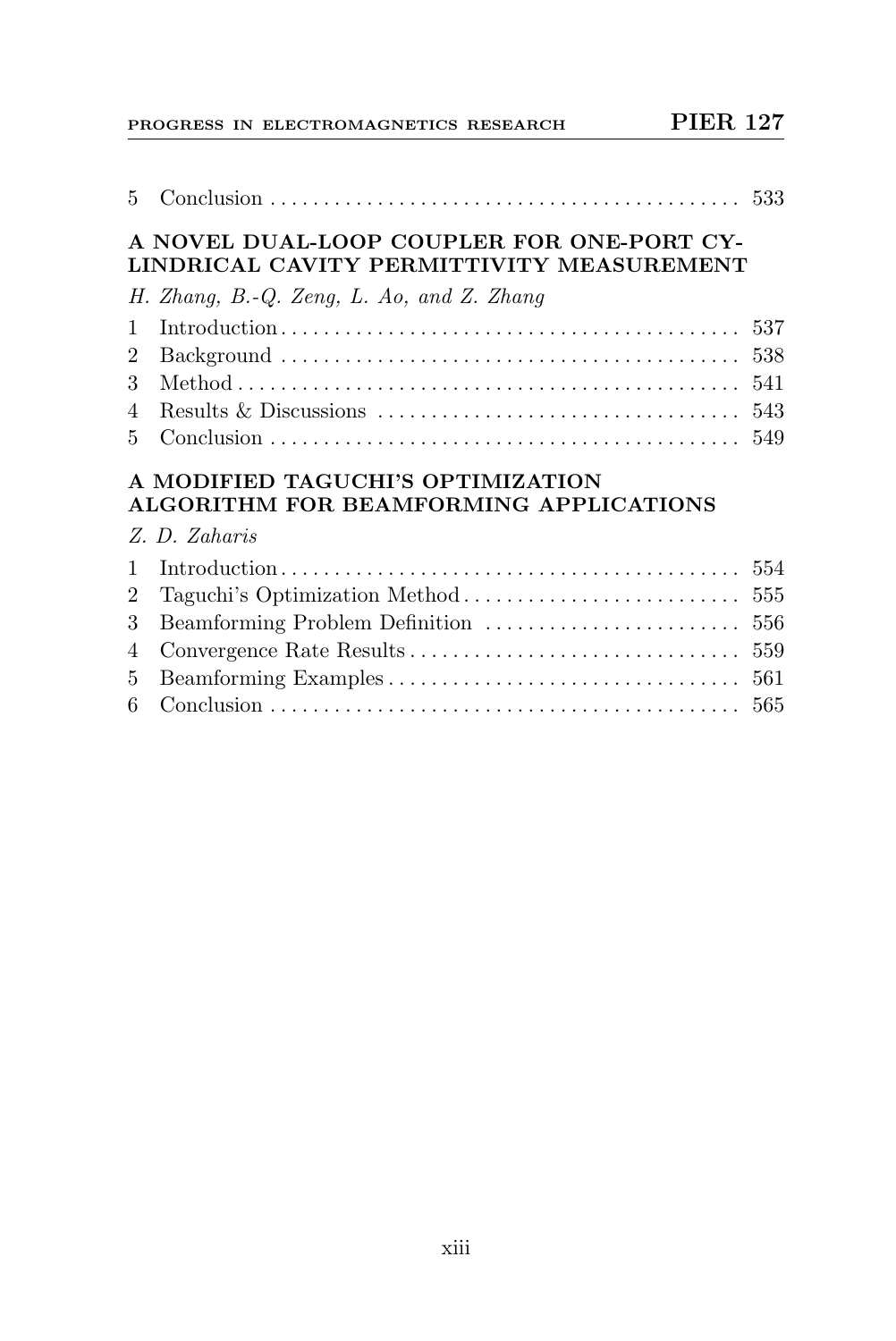5 Conclusion . . . . . . . . . . . . . . . . . . . . . . . . . . . . . . . . . . . . . . . . . . . . 533

### A NOVEL DUAL-LOOP COUPLER FOR ONE-PORT CYLINDRICAL CAVITY PERMITTIVITY MEASUREMENT

*H. Zhang, B.-Q. Zeng, L. Ao, and Z. Zhang*

1 Introduction . . . . . . . . . . . . . . . . . . . . . . . . . . . . . . . . . . . . . . . . . . . 537
2 Background . . . . . . . . . . . . . . . . . . . . . . . . . . . . . . . . . . . . . . . . . . . 538
3 Method . . . . . . . . . . . . . . . . . . . . . . . . . . . . . . . . . . . . . . . . . . . . . . . 541
4 Results & Discussions . . . . . . . . . . . . . . . . . . . . . . . . . . . . . . . . . . 543
5 Conclusion . . . . . . . . . . . . . . . . . . . . . . . . . . . . . . . . . . . . . . . . . . . . 549

### A MODIFIED TAGUCHI'S OPTIMIZATION ALGORITHM FOR BEAMFORMING APPLICATIONS

*Z. D. Zaharis*

1 Introduction . . . . . . . . . . . . . . . . . . . . . . . . . . . . . . . . . . . . . . . . . . . 554
2 Taguchi's Optimization Method . . . . . . . . . . . . . . . . . . . . . . . . . . 555
3 Beamforming Problem Definition . . . . . . . . . . . . . . . . . . . . . . . . 556
4 Convergence Rate Results . . . . . . . . . . . . . . . . . . . . . . . . . . . . . . . 559
5 Beamforming Examples . . . . . . . . . . . . . . . . . . . . . . . . . . . . . . . . . 561
6 Conclusion . . . . . . . . . . . . . . . . . . . . . . . . . . . . . . . . . . . . . . . . . . . . 565